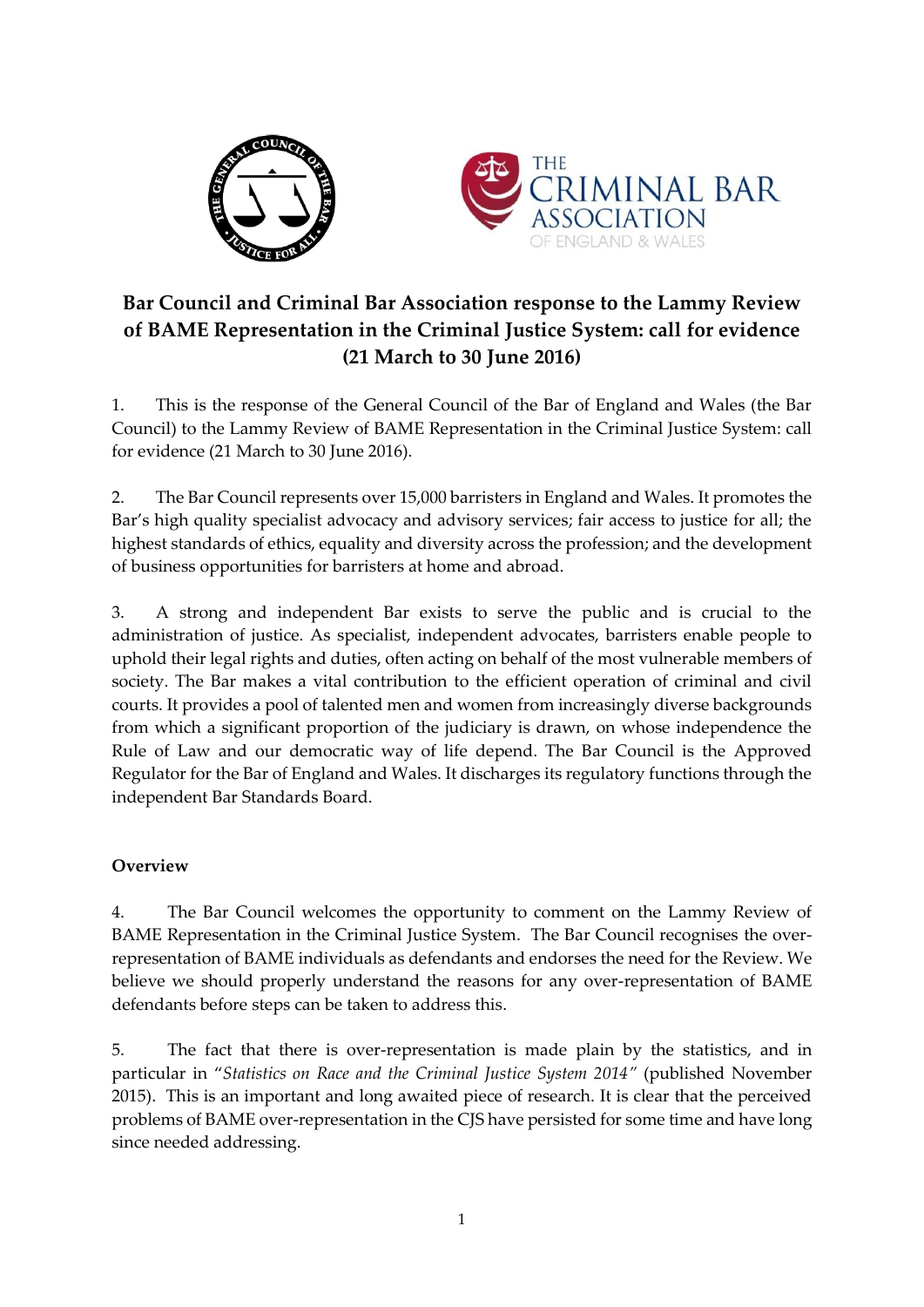# Bar Council and Criminal Bar Association response to the Lammy Review of BAME Representation in the Criminal Justice System: call for evidence (21 March to 30 June 2016)

1. This is the response of the General Council of the Bar of England and Wales (the Bar Council) to the Lammy Review of BAME Representation in the Criminal Justice System: call for evidence (21 March to 30 June 2016).

2. The Bar Council represents over 15,000 barristers in England and Wales. It promotes the Bar's high quality specialist advocacy and advisory services; fair access to justice for all; the highest standards of ethics, equality and diversity across the profession; and the development of business opportunities for barristers at home and abroad.

3. A strong and independent Bar exists to serve the public and is crucial to the administration of justice. As specialist, independent advocates, barristers enable people to uphold their legal rights and duties, often acting on behalf of the most vulnerable members of society. The Bar makes a vital contribution to the efficient operation of criminal and civil courts. It provides a pool of talented men and women from increasingly diverse backgrounds from which a significant proportion of the judiciary is drawn, on whose independence the Rule of Law and our democratic way of life depend. The Bar Council is the Approved Regulator for the Bar of England and Wales. It discharges its regulatory functions through the independent Bar Standards Board.

**Overview**

4. The Bar Council welcomes the opportunity to comment on the Lammy Review of BAME Representation in the Criminal Justice System. The Bar Council recognises the over-representation of BAME individuals as defendants and endorses the need for the Review. We believe we should properly understand the reasons for any over-representation of BAME defendants before steps can be taken to address this.

5. The fact that there is over-representation is made plain by the statistics, and in particular in "*Statistics on Race and the Criminal Justice System 2014*" (published November 2015). This is an important and long awaited piece of research. It is clear that the perceived problems of BAME over-representation in the CJS have persisted for some time and have long since needed addressing.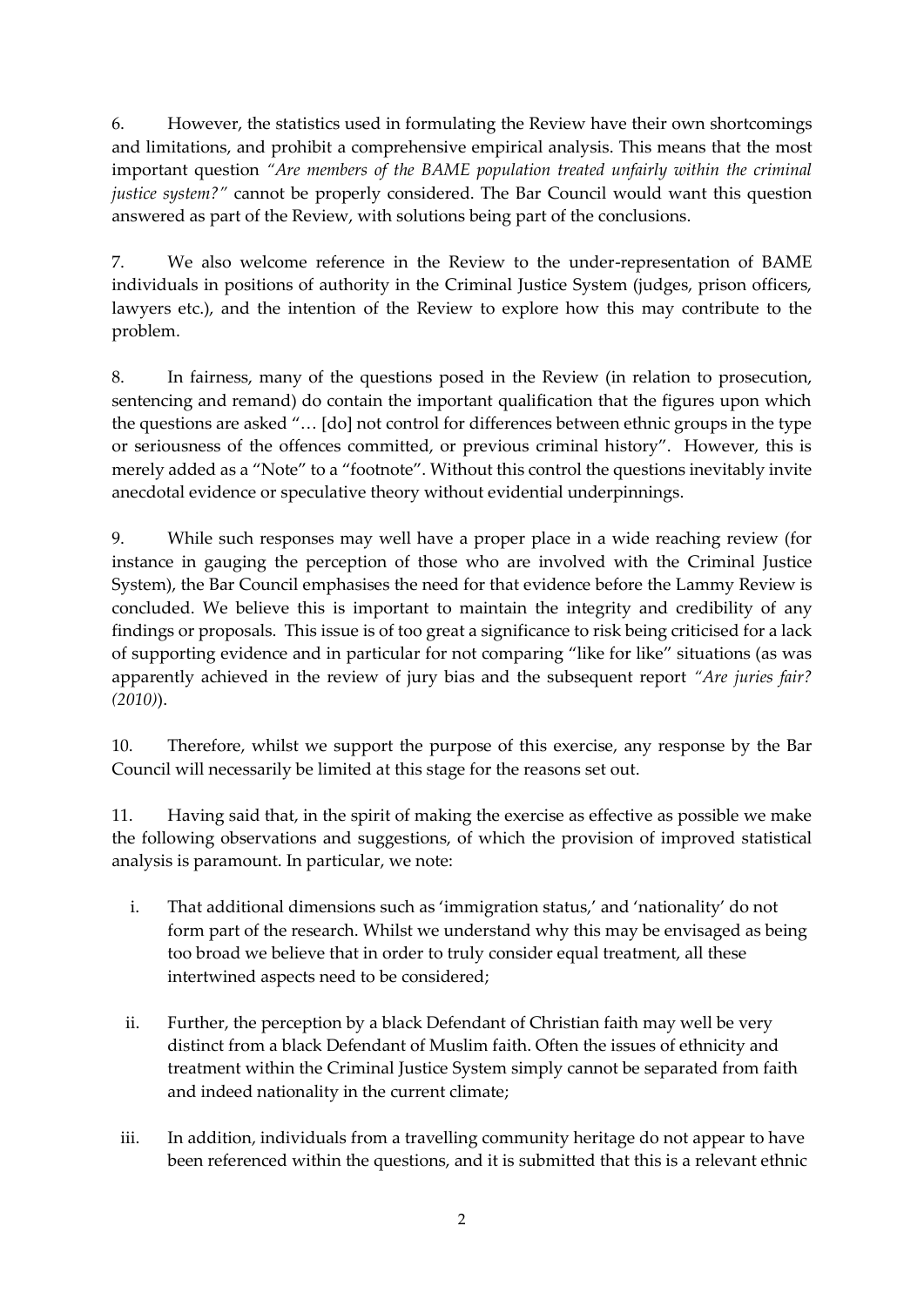6. However, the statistics used in formulating the Review have their own shortcomings and limitations, and prohibit a comprehensive empirical analysis. This means that the most important question *"Are members of the BAME population treated unfairly within the criminal justice system?"* cannot be properly considered. The Bar Council would want this question answered as part of the Review, with solutions being part of the conclusions.

7. We also welcome reference in the Review to the under-representation of BAME individuals in positions of authority in the Criminal Justice System (judges, prison officers, lawyers etc.), and the intention of the Review to explore how this may contribute to the problem.

8. In fairness, many of the questions posed in the Review (in relation to prosecution, sentencing and remand) do contain the important qualification that the figures upon which the questions are asked "… [do] not control for differences between ethnic groups in the type or seriousness of the offences committed, or previous criminal history". However, this is merely added as a "Note" to a "footnote". Without this control the questions inevitably invite anecdotal evidence or speculative theory without evidential underpinnings.

9. While such responses may well have a proper place in a wide reaching review (for instance in gauging the perception of those who are involved with the Criminal Justice System), the Bar Council emphasises the need for that evidence before the Lammy Review is concluded. We believe this is important to maintain the integrity and credibility of any findings or proposals. This issue is of too great a significance to risk being criticised for a lack of supporting evidence and in particular for not comparing "like for like" situations (as was apparently achieved in the review of jury bias and the subsequent report *"Are juries fair? (2010)*).

10. Therefore, whilst we support the purpose of this exercise, any response by the Bar Council will necessarily be limited at this stage for the reasons set out.

11. Having said that, in the spirit of making the exercise as effective as possible we make the following observations and suggestions, of which the provision of improved statistical analysis is paramount. In particular, we note:

i. That additional dimensions such as 'immigration status,' and 'nationality' do not form part of the research. Whilst we understand why this may be envisaged as being too broad we believe that in order to truly consider equal treatment, all these intertwined aspects need to be considered;

ii. Further, the perception by a black Defendant of Christian faith may well be very distinct from a black Defendant of Muslim faith. Often the issues of ethnicity and treatment within the Criminal Justice System simply cannot be separated from faith and indeed nationality in the current climate;

iii. In addition, individuals from a travelling community heritage do not appear to have been referenced within the questions, and it is submitted that this is a relevant ethnic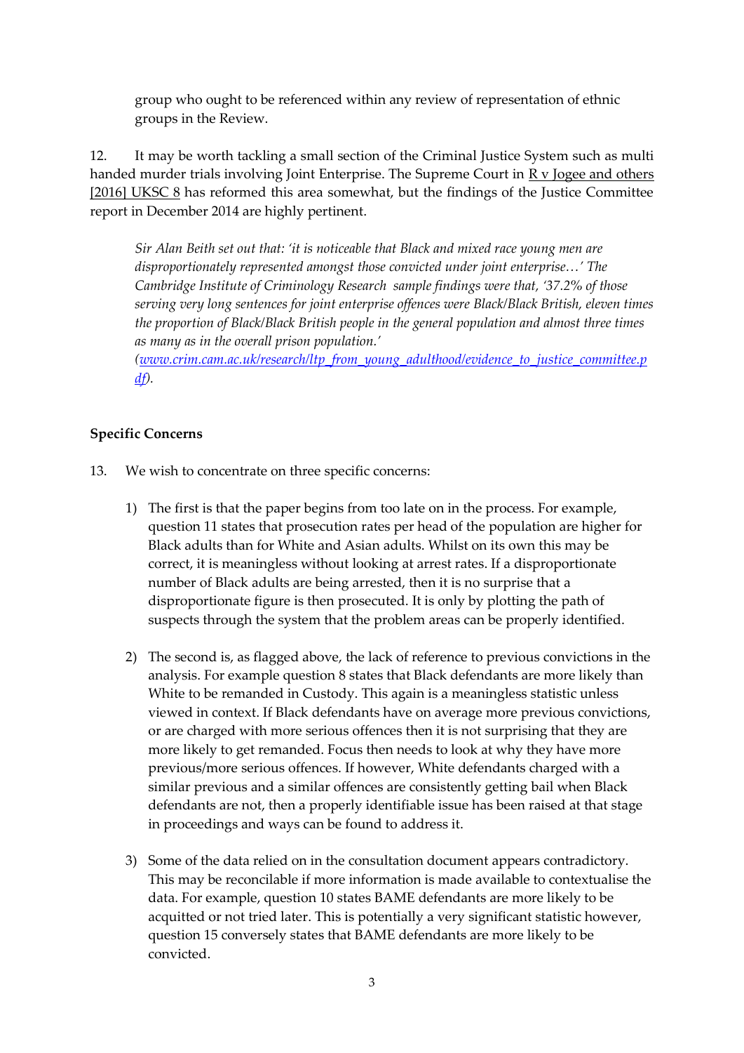group who ought to be referenced within any review of representation of ethnic groups in the Review.

12. It may be worth tackling a small section of the Criminal Justice System such as multi handed murder trials involving Joint Enterprise. The Supreme Court in R v Jogee and others [2016] UKSC 8 has reformed this area somewhat, but the findings of the Justice Committee report in December 2014 are highly pertinent.

> *Sir Alan Beith set out that: 'it is noticeable that Black and mixed race young men are disproportionately represented amongst those convicted under joint enterprise…' The Cambridge Institute of Criminology Research sample findings were that, '37.2% of those serving very long sentences for joint enterprise offences were Black/Black British, eleven times the proportion of Black/Black British people in the general population and almost three times as many as in the overall prison population.' (www.crim.cam.ac.uk/research/ltp_from_young_adulthood/evidence_to_justice_committee.pdf).*

## Specific Concerns

13. We wish to concentrate on three specific concerns:

1) The first is that the paper begins from too late on in the process. For example, question 11 states that prosecution rates per head of the population are higher for Black adults than for White and Asian adults. Whilst on its own this may be correct, it is meaningless without looking at arrest rates. If a disproportionate number of Black adults are being arrested, then it is no surprise that a disproportionate figure is then prosecuted. It is only by plotting the path of suspects through the system that the problem areas can be properly identified.

2) The second is, as flagged above, the lack of reference to previous convictions in the analysis. For example question 8 states that Black defendants are more likely than White to be remanded in Custody. This again is a meaningless statistic unless viewed in context. If Black defendants have on average more previous convictions, or are charged with more serious offences then it is not surprising that they are more likely to get remanded. Focus then needs to look at why they have more previous/more serious offences. If however, White defendants charged with a similar previous and a similar offences are consistently getting bail when Black defendants are not, then a properly identifiable issue has been raised at that stage in proceedings and ways can be found to address it.

3) Some of the data relied on in the consultation document appears contradictory. This may be reconcilable if more information is made available to contextualise the data. For example, question 10 states BAME defendants are more likely to be acquitted or not tried later. This is potentially a very significant statistic however, question 15 conversely states that BAME defendants are more likely to be convicted.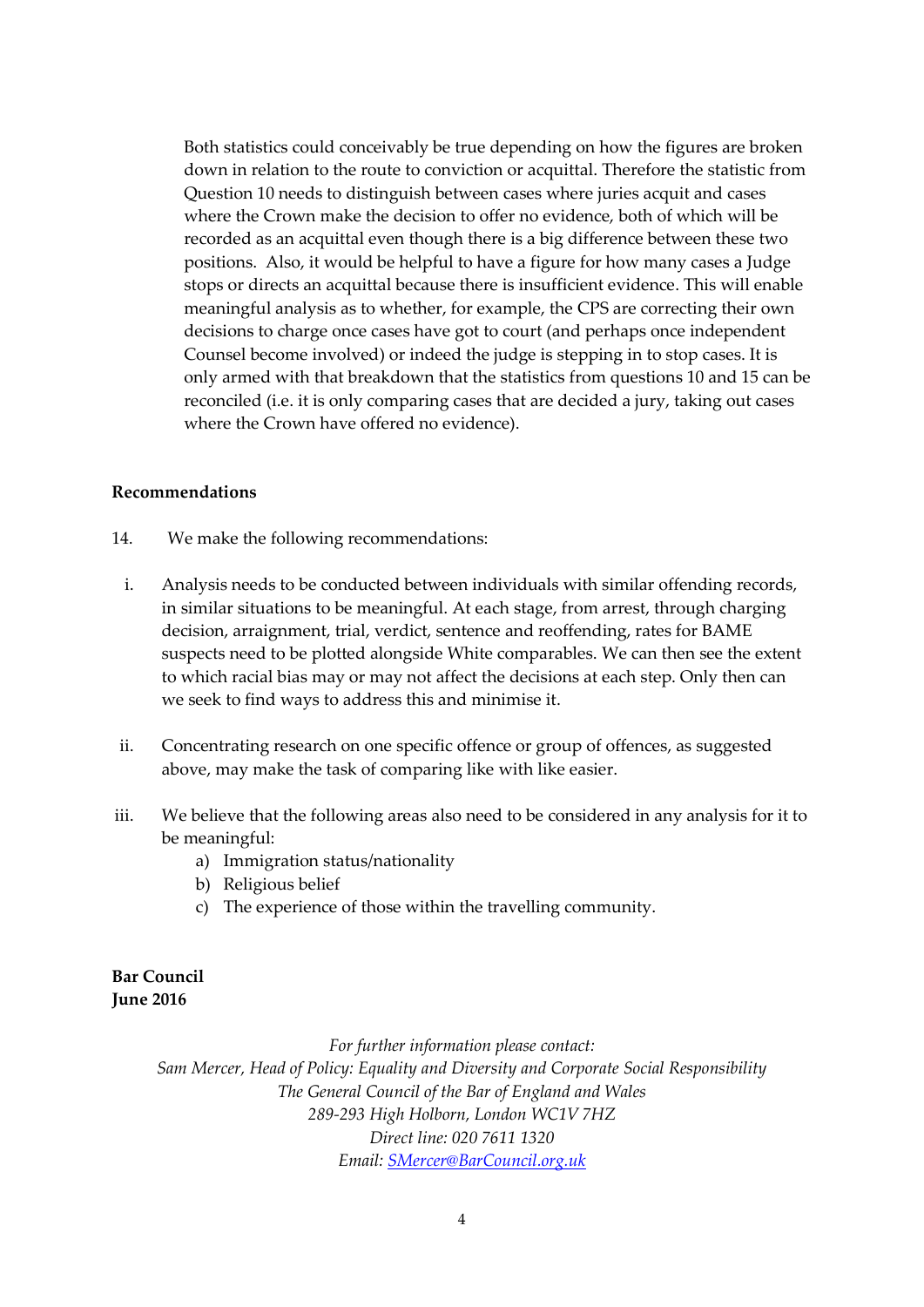Both statistics could conceivably be true depending on how the figures are broken down in relation to the route to conviction or acquittal. Therefore the statistic from Question 10 needs to distinguish between cases where juries acquit and cases where the Crown make the decision to offer no evidence, both of which will be recorded as an acquittal even though there is a big difference between these two positions. Also, it would be helpful to have a figure for how many cases a Judge stops or directs an acquittal because there is insufficient evidence. This will enable meaningful analysis as to whether, for example, the CPS are correcting their own decisions to charge once cases have got to court (and perhaps once independent Counsel become involved) or indeed the judge is stepping in to stop cases. It is only armed with that breakdown that the statistics from questions 10 and 15 can be reconciled (i.e. it is only comparing cases that are decided a jury, taking out cases where the Crown have offered no evidence).

**Recommendations**

14. We make the following recommendations:

i. Analysis needs to be conducted between individuals with similar offending records, in similar situations to be meaningful. At each stage, from arrest, through charging decision, arraignment, trial, verdict, sentence and reoffending, rates for BAME suspects need to be plotted alongside White comparables. We can then see the extent to which racial bias may or may not affect the decisions at each step. Only then can we seek to find ways to address this and minimise it.

ii. Concentrating research on one specific offence or group of offences, as suggested above, may make the task of comparing like with like easier.

iii. We believe that the following areas also need to be considered in any analysis for it to be meaningful:
   a) Immigration status/nationality
   b) Religious belief
   c) The experience of those within the travelling community.

**Bar Council**
**June 2016**

*For further information please contact:*
*Sam Mercer, Head of Policy: Equality and Diversity and Corporate Social Responsibility*
*The General Council of the Bar of England and Wales*
*289-293 High Holborn, London WC1V 7HZ*
*Direct line: 020 7611 1320*
*Email: SMercer@BarCouncil.org.uk*